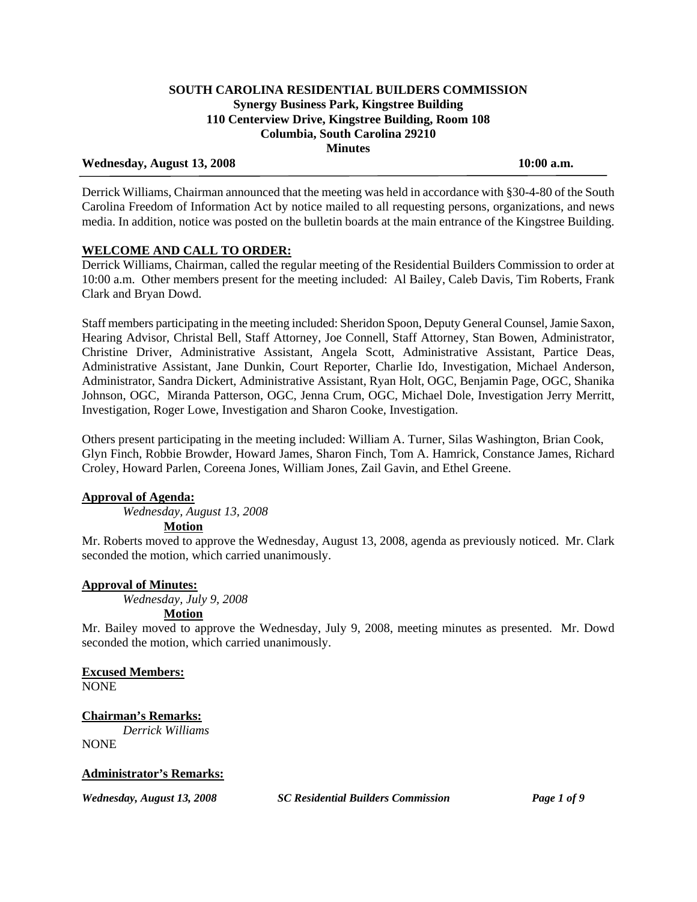**SOUTH CAROLINA RESIDENTIAL BUILDERS COMMISSION**
**Synergy Business Park, Kingstree Building**
**110 Centerview Drive, Kingstree Building, Room 108**
**Columbia, South Carolina 29210**
**Minutes**

**Wednesday, August 13, 2008** **10:00 a.m.**

Derrick Williams, Chairman announced that the meeting was held in accordance with §30-4-80 of the South Carolina Freedom of Information Act by notice mailed to all requesting persons, organizations, and news media. In addition, notice was posted on the bulletin boards at the main entrance of the Kingstree Building.

**WELCOME AND CALL TO ORDER:**

Derrick Williams, Chairman, called the regular meeting of the Residential Builders Commission to order at 10:00 a.m. Other members present for the meeting included: Al Bailey, Caleb Davis, Tim Roberts, Frank Clark and Bryan Dowd.

Staff members participating in the meeting included: Sheridon Spoon, Deputy General Counsel, Jamie Saxon, Hearing Advisor, Christal Bell, Staff Attorney, Joe Connell, Staff Attorney, Stan Bowen, Administrator, Christine Driver, Administrative Assistant, Angela Scott, Administrative Assistant, Partice Deas, Administrative Assistant, Jane Dunkin, Court Reporter, Charlie Ido, Investigation, Michael Anderson, Administrator, Sandra Dickert, Administrative Assistant, Ryan Holt, OGC, Benjamin Page, OGC, Shanika Johnson, OGC, Miranda Patterson, OGC, Jenna Crum, OGC, Michael Dole, Investigation Jerry Merritt, Investigation, Roger Lowe, Investigation and Sharon Cooke, Investigation.

Others present participating in the meeting included: William A. Turner, Silas Washington, Brian Cook, Glyn Finch, Robbie Browder, Howard James, Sharon Finch, Tom A. Hamrick, Constance James, Richard Croley, Howard Parlen, Coreena Jones, William Jones, Zail Gavin, and Ethel Greene.

**Approval of Agenda:**

*Wednesday, August 13, 2008*

**Motion**

Mr. Roberts moved to approve the Wednesday, August 13, 2008, agenda as previously noticed. Mr. Clark seconded the motion, which carried unanimously.

**Approval of Minutes:**

*Wednesday, July 9, 2008*

**Motion**

Mr. Bailey moved to approve the Wednesday, July 9, 2008, meeting minutes as presented. Mr. Dowd seconded the motion, which carried unanimously.

**Excused Members:**

NONE

**Chairman's Remarks:**

*Derrick Williams*

NONE

**Administrator's Remarks:**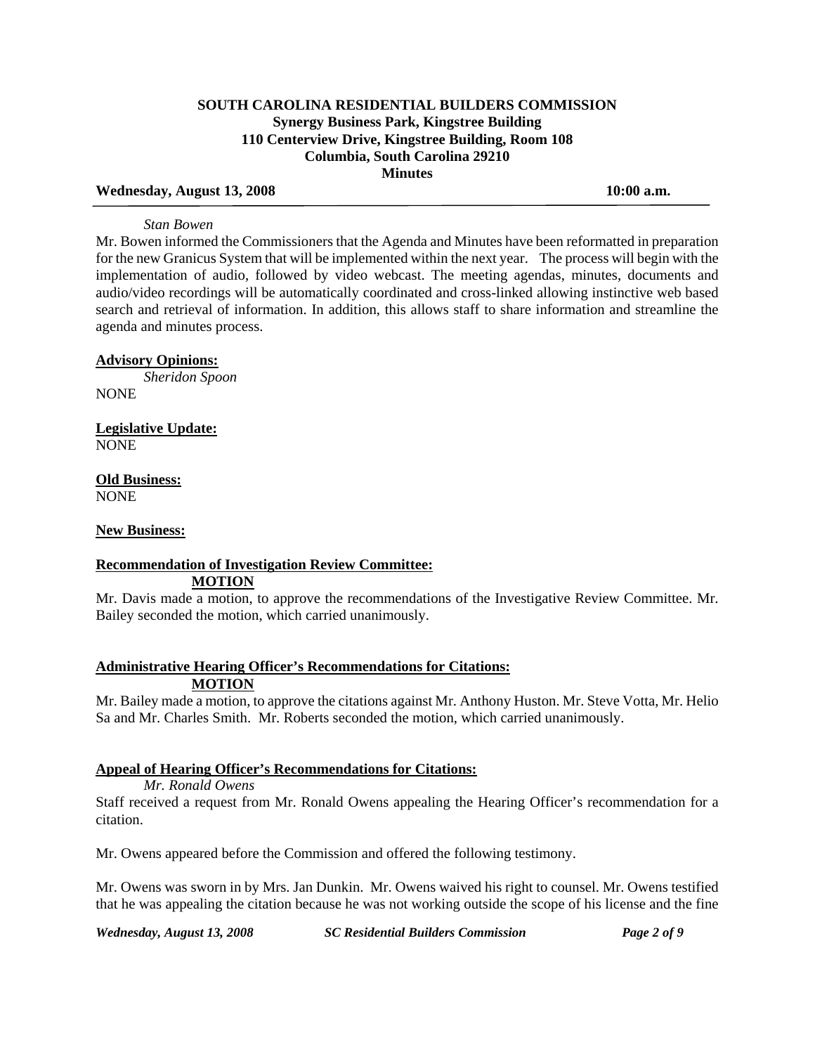*Stan Bowen*

Mr. Bowen informed the Commissioners that the Agenda and Minutes have been reformatted in preparation for the new Granicus System that will be implemented within the next year. The process will begin with the implementation of audio, followed by video webcast. The meeting agendas, minutes, documents and audio/video recordings will be automatically coordinated and cross-linked allowing instinctive web based search and retrieval of information. In addition, this allows staff to share information and streamline the agenda and minutes process.

**Advisory Opinions:**

*Sheridon Spoon*

NONE

**Legislative Update:**

NONE

**Old Business:**

NONE

**New Business:**

**Recommendation of Investigation Review Committee:**

**MOTION**

Mr. Davis made a motion, to approve the recommendations of the Investigative Review Committee. Mr. Bailey seconded the motion, which carried unanimously.

**Administrative Hearing Officer's Recommendations for Citations:**

**MOTION**

Mr. Bailey made a motion, to approve the citations against Mr. Anthony Huston. Mr. Steve Votta, Mr. Helio Sa and Mr. Charles Smith. Mr. Roberts seconded the motion, which carried unanimously.

**Appeal of Hearing Officer's Recommendations for Citations:**

*Mr. Ronald Owens*

Staff received a request from Mr. Ronald Owens appealing the Hearing Officer's recommendation for a citation.

Mr. Owens appeared before the Commission and offered the following testimony.

Mr. Owens was sworn in by Mrs. Jan Dunkin. Mr. Owens waived his right to counsel. Mr. Owens testified that he was appealing the citation because he was not working outside the scope of his license and the fine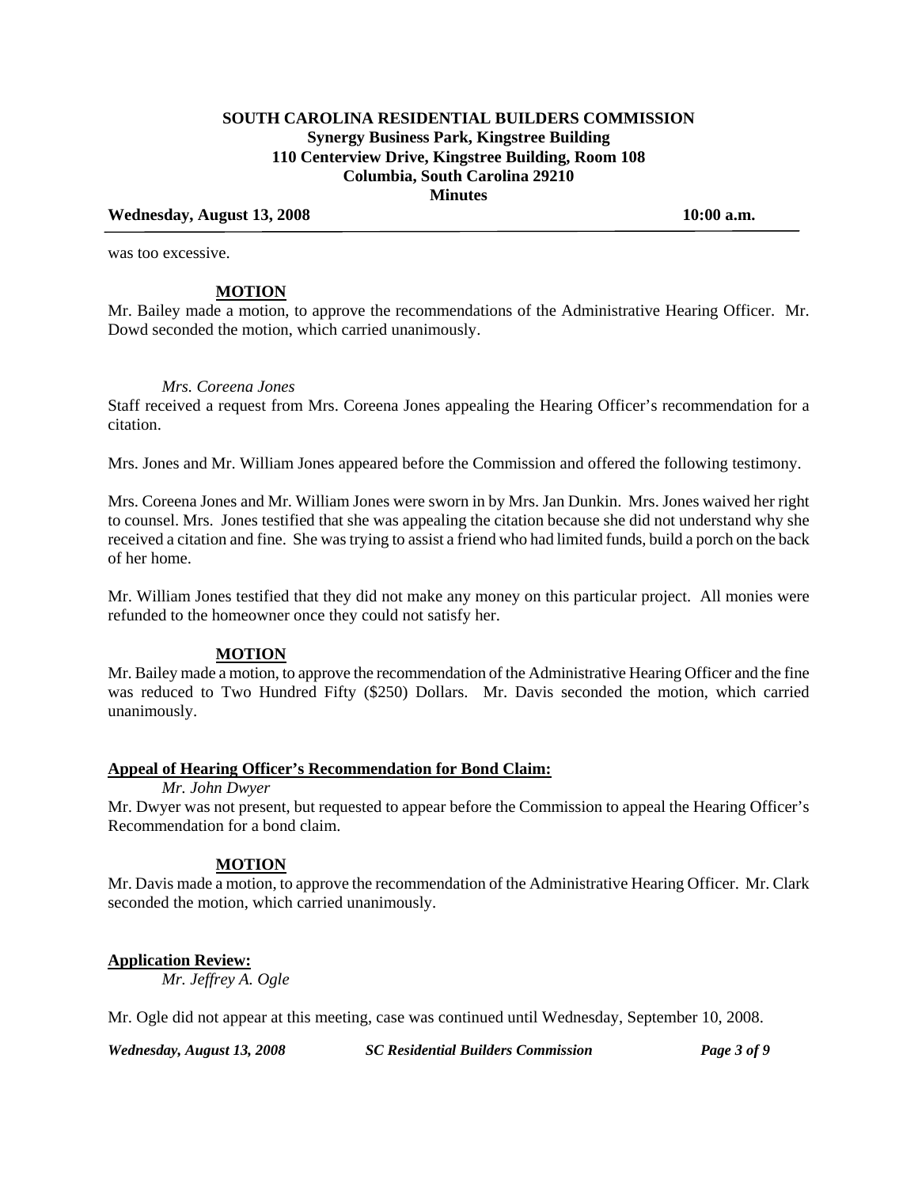was too excessive.

**MOTION**

Mr. Bailey made a motion, to approve the recommendations of the Administrative Hearing Officer. Mr. Dowd seconded the motion, which carried unanimously.

*Mrs. Coreena Jones*

Staff received a request from Mrs. Coreena Jones appealing the Hearing Officer's recommendation for a citation.

Mrs. Jones and Mr. William Jones appeared before the Commission and offered the following testimony.

Mrs. Coreena Jones and Mr. William Jones were sworn in by Mrs. Jan Dunkin. Mrs. Jones waived her right to counsel. Mrs. Jones testified that she was appealing the citation because she did not understand why she received a citation and fine. She was trying to assist a friend who had limited funds, build a porch on the back of her home.

Mr. William Jones testified that they did not make any money on this particular project. All monies were refunded to the homeowner once they could not satisfy her.

**MOTION**

Mr. Bailey made a motion, to approve the recommendation of the Administrative Hearing Officer and the fine was reduced to Two Hundred Fifty ($250) Dollars. Mr. Davis seconded the motion, which carried unanimously.

**Appeal of Hearing Officer's Recommendation for Bond Claim:**

*Mr. John Dwyer*

Mr. Dwyer was not present, but requested to appear before the Commission to appeal the Hearing Officer's Recommendation for a bond claim.

**MOTION**

Mr. Davis made a motion, to approve the recommendation of the Administrative Hearing Officer. Mr. Clark seconded the motion, which carried unanimously.

**Application Review:**

*Mr. Jeffrey A. Ogle*

Mr. Ogle did not appear at this meeting, case was continued until Wednesday, September 10, 2008.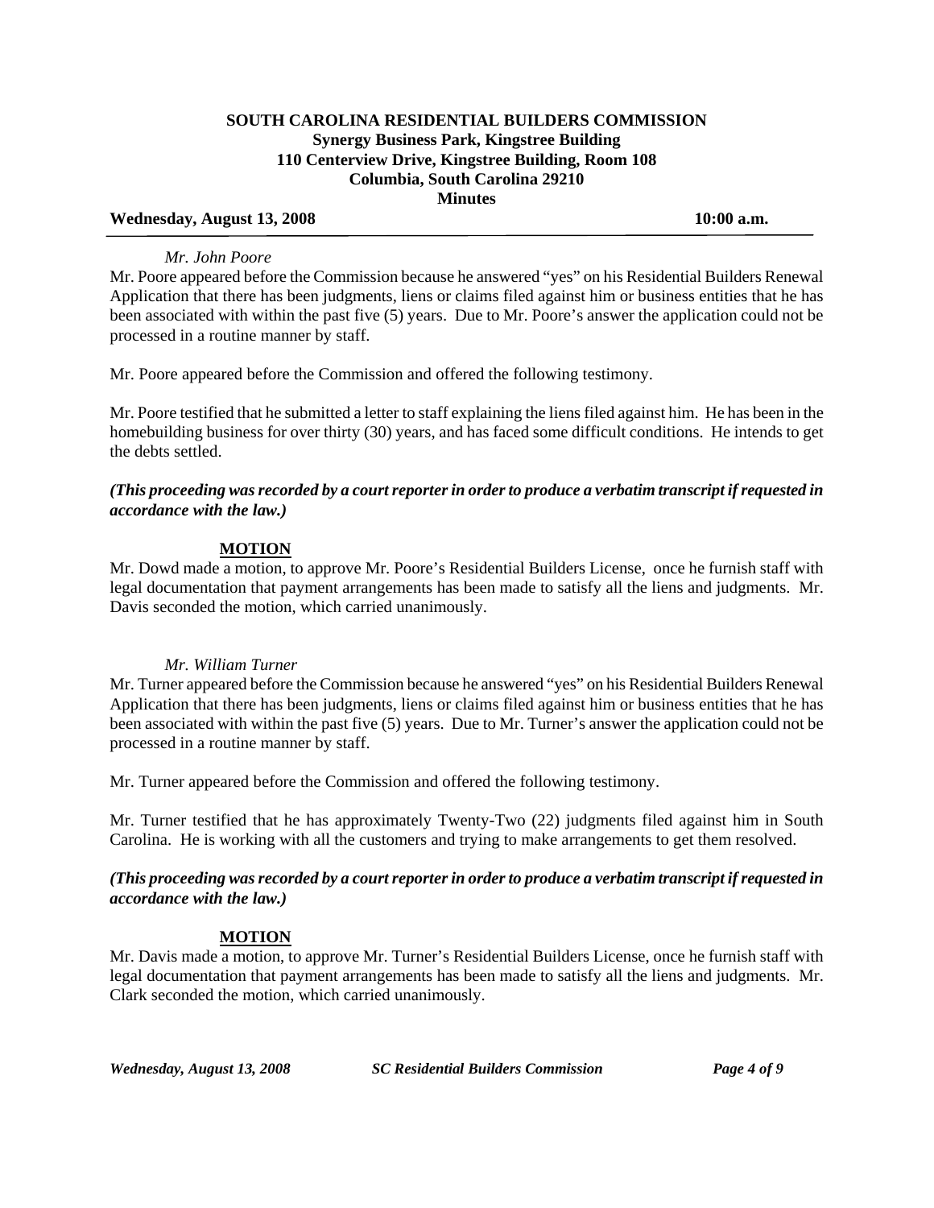**SOUTH CAROLINA RESIDENTIAL BUILDERS COMMISSION**
**Synergy Business Park, Kingstree Building**
**110 Centerview Drive, Kingstree Building, Room 108**
**Columbia, South Carolina 29210**
**Minutes**

**Wednesday, August 13, 2008** **10:00 a.m.**

*Mr. John Poore*

Mr. Poore appeared before the Commission because he answered "yes" on his Residential Builders Renewal Application that there has been judgments, liens or claims filed against him or business entities that he has been associated with within the past five (5) years. Due to Mr. Poore's answer the application could not be processed in a routine manner by staff.

Mr. Poore appeared before the Commission and offered the following testimony.

Mr. Poore testified that he submitted a letter to staff explaining the liens filed against him. He has been in the homebuilding business for over thirty (30) years, and has faced some difficult conditions. He intends to get the debts settled.

***(This proceeding was recorded by a court reporter in order to produce a verbatim transcript if requested in accordance with the law.)***

**MOTION**

Mr. Dowd made a motion, to approve Mr. Poore's Residential Builders License, once he furnish staff with legal documentation that payment arrangements has been made to satisfy all the liens and judgments. Mr. Davis seconded the motion, which carried unanimously.

*Mr. William Turner*

Mr. Turner appeared before the Commission because he answered "yes" on his Residential Builders Renewal Application that there has been judgments, liens or claims filed against him or business entities that he has been associated with within the past five (5) years. Due to Mr. Turner's answer the application could not be processed in a routine manner by staff.

Mr. Turner appeared before the Commission and offered the following testimony.

Mr. Turner testified that he has approximately Twenty-Two (22) judgments filed against him in South Carolina. He is working with all the customers and trying to make arrangements to get them resolved.

***(This proceeding was recorded by a court reporter in order to produce a verbatim transcript if requested in accordance with the law.)***

**MOTION**

Mr. Davis made a motion, to approve Mr. Turner's Residential Builders License, once he furnish staff with legal documentation that payment arrangements has been made to satisfy all the liens and judgments. Mr. Clark seconded the motion, which carried unanimously.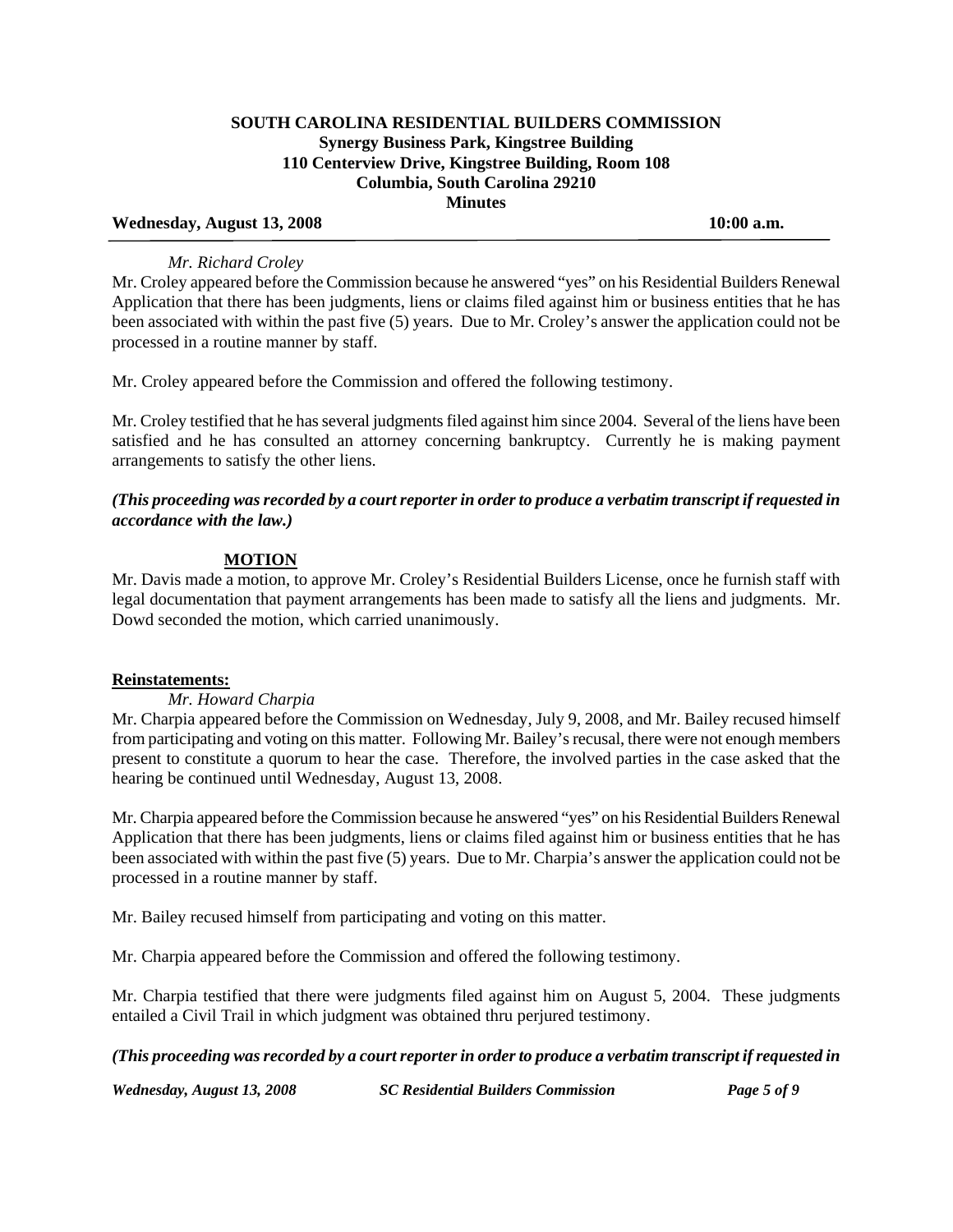**SOUTH CAROLINA RESIDENTIAL BUILDERS COMMISSION**
**Synergy Business Park, Kingstree Building**
**110 Centerview Drive, Kingstree Building, Room 108**
**Columbia, South Carolina 29210**
**Minutes**

**Wednesday, August 13, 2008** **10:00 a.m.**

*Mr. Richard Croley*

Mr. Croley appeared before the Commission because he answered "yes" on his Residential Builders Renewal Application that there has been judgments, liens or claims filed against him or business entities that he has been associated with within the past five (5) years. Due to Mr. Croley's answer the application could not be processed in a routine manner by staff.

Mr. Croley appeared before the Commission and offered the following testimony.

Mr. Croley testified that he has several judgments filed against him since 2004. Several of the liens have been satisfied and he has consulted an attorney concerning bankruptcy. Currently he is making payment arrangements to satisfy the other liens.

***(This proceeding was recorded by a court reporter in order to produce a verbatim transcript if requested in accordance with the law.)***

**MOTION**

Mr. Davis made a motion, to approve Mr. Croley's Residential Builders License, once he furnish staff with legal documentation that payment arrangements has been made to satisfy all the liens and judgments. Mr. Dowd seconded the motion, which carried unanimously.

**Reinstatements:**

*Mr. Howard Charpia*

Mr. Charpia appeared before the Commission on Wednesday, July 9, 2008, and Mr. Bailey recused himself from participating and voting on this matter. Following Mr. Bailey's recusal, there were not enough members present to constitute a quorum to hear the case. Therefore, the involved parties in the case asked that the hearing be continued until Wednesday, August 13, 2008.

Mr. Charpia appeared before the Commission because he answered "yes" on his Residential Builders Renewal Application that there has been judgments, liens or claims filed against him or business entities that he has been associated with within the past five (5) years. Due to Mr. Charpia's answer the application could not be processed in a routine manner by staff.

Mr. Bailey recused himself from participating and voting on this matter.

Mr. Charpia appeared before the Commission and offered the following testimony.

Mr. Charpia testified that there were judgments filed against him on August 5, 2004. These judgments entailed a Civil Trail in which judgment was obtained thru perjured testimony.

***(This proceeding was recorded by a court reporter in order to produce a verbatim transcript if requested in***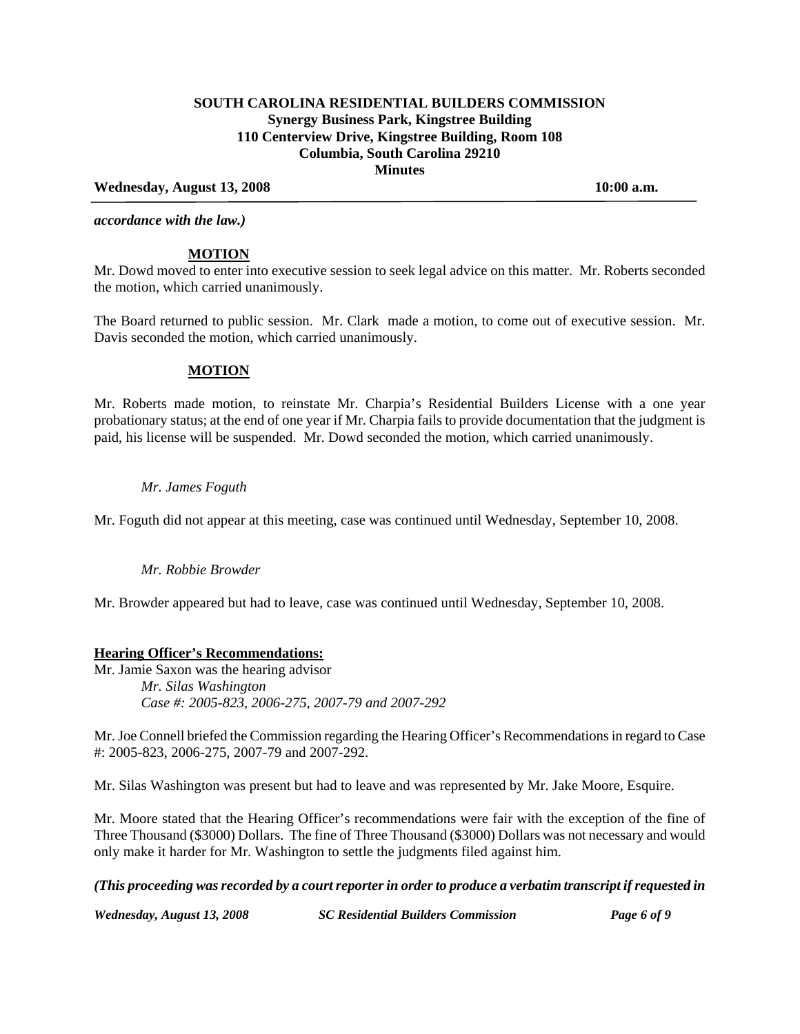*accordance with the law.)*

**MOTION**

Mr. Dowd moved to enter into executive session to seek legal advice on this matter. Mr. Roberts seconded the motion, which carried unanimously.

The Board returned to public session. Mr. Clark made a motion, to come out of executive session. Mr. Davis seconded the motion, which carried unanimously.

**MOTION**

Mr. Roberts made motion, to reinstate Mr. Charpia's Residential Builders License with a one year probationary status; at the end of one year if Mr. Charpia fails to provide documentation that the judgment is paid, his license will be suspended. Mr. Dowd seconded the motion, which carried unanimously.

*Mr. James Foguth*

Mr. Foguth did not appear at this meeting, case was continued until Wednesday, September 10, 2008.

*Mr. Robbie Browder*

Mr. Browder appeared but had to leave, case was continued until Wednesday, September 10, 2008.

**Hearing Officer's Recommendations:**

Mr. Jamie Saxon was the hearing advisor

*Mr. Silas Washington*
*Case #: 2005-823, 2006-275, 2007-79 and 2007-292*

Mr. Joe Connell briefed the Commission regarding the Hearing Officer's Recommendations in regard to Case #: 2005-823, 2006-275, 2007-79 and 2007-292.

Mr. Silas Washington was present but had to leave and was represented by Mr. Jake Moore, Esquire.

Mr. Moore stated that the Hearing Officer's recommendations were fair with the exception of the fine of Three Thousand ($3000) Dollars. The fine of Three Thousand ($3000) Dollars was not necessary and would only make it harder for Mr. Washington to settle the judgments filed against him.

***(This proceeding was recorded by a court reporter in order to produce a verbatim transcript if requested in***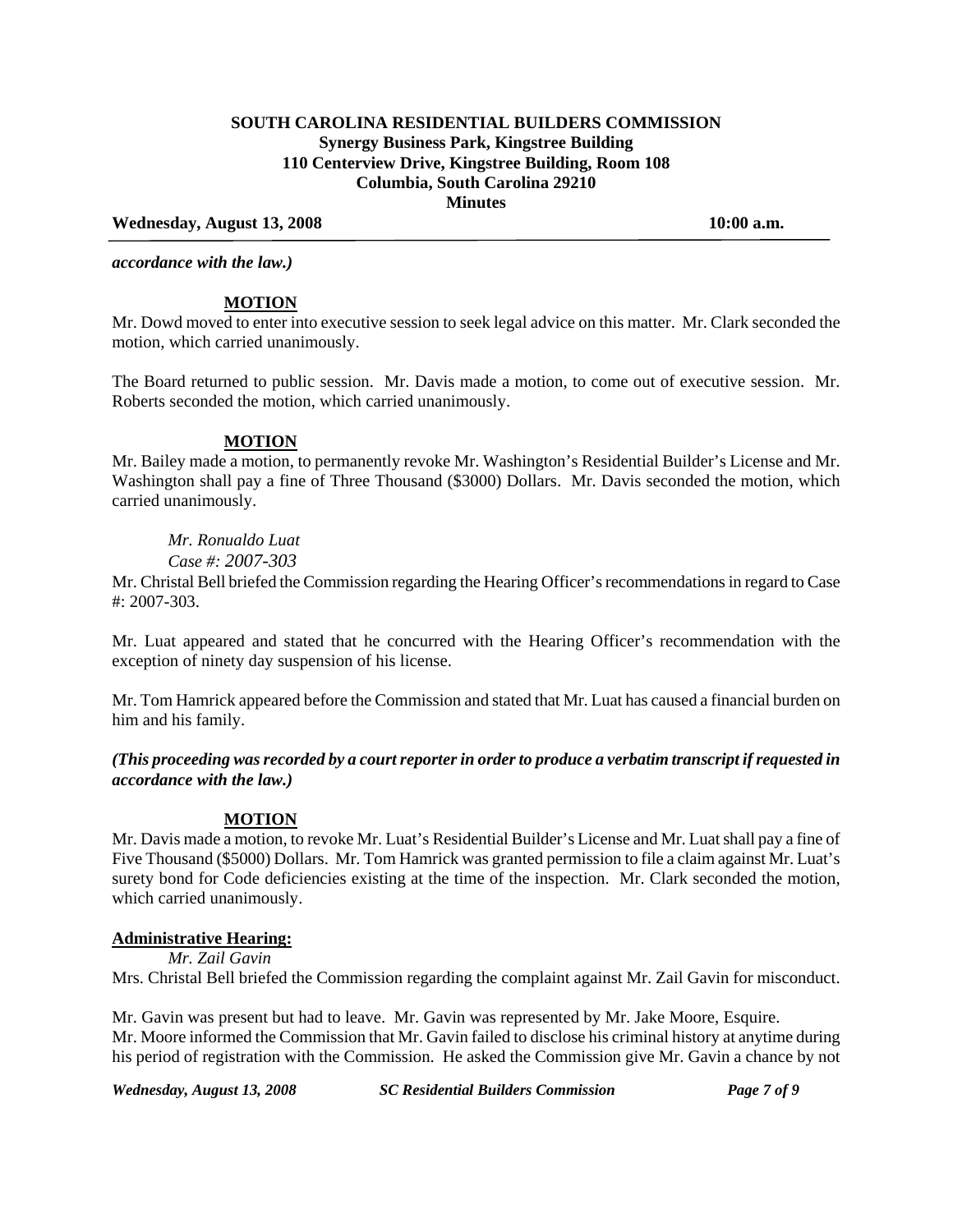*accordance with the law.)*

**MOTION**

Mr. Dowd moved to enter into executive session to seek legal advice on this matter. Mr. Clark seconded the motion, which carried unanimously.

The Board returned to public session. Mr. Davis made a motion, to come out of executive session. Mr. Roberts seconded the motion, which carried unanimously.

**MOTION**

Mr. Bailey made a motion, to permanently revoke Mr. Washington's Residential Builder's License and Mr. Washington shall pay a fine of Three Thousand ($3000) Dollars. Mr. Davis seconded the motion, which carried unanimously.

*Mr. Ronualdo Luat*
*Case #: 2007-303*

Mr. Christal Bell briefed the Commission regarding the Hearing Officer's recommendations in regard to Case #: 2007-303.

Mr. Luat appeared and stated that he concurred with the Hearing Officer's recommendation with the exception of ninety day suspension of his license.

Mr. Tom Hamrick appeared before the Commission and stated that Mr. Luat has caused a financial burden on him and his family.

***(This proceeding was recorded by a court reporter in order to produce a verbatim transcript if requested in accordance with the law.)***

**MOTION**

Mr. Davis made a motion, to revoke Mr. Luat's Residential Builder's License and Mr. Luat shall pay a fine of Five Thousand ($5000) Dollars. Mr. Tom Hamrick was granted permission to file a claim against Mr. Luat's surety bond for Code deficiencies existing at the time of the inspection. Mr. Clark seconded the motion, which carried unanimously.

**Administrative Hearing:**

*Mr. Zail Gavin*

Mrs. Christal Bell briefed the Commission regarding the complaint against Mr. Zail Gavin for misconduct.

Mr. Gavin was present but had to leave. Mr. Gavin was represented by Mr. Jake Moore, Esquire.
Mr. Moore informed the Commission that Mr. Gavin failed to disclose his criminal history at anytime during his period of registration with the Commission. He asked the Commission give Mr. Gavin a chance by not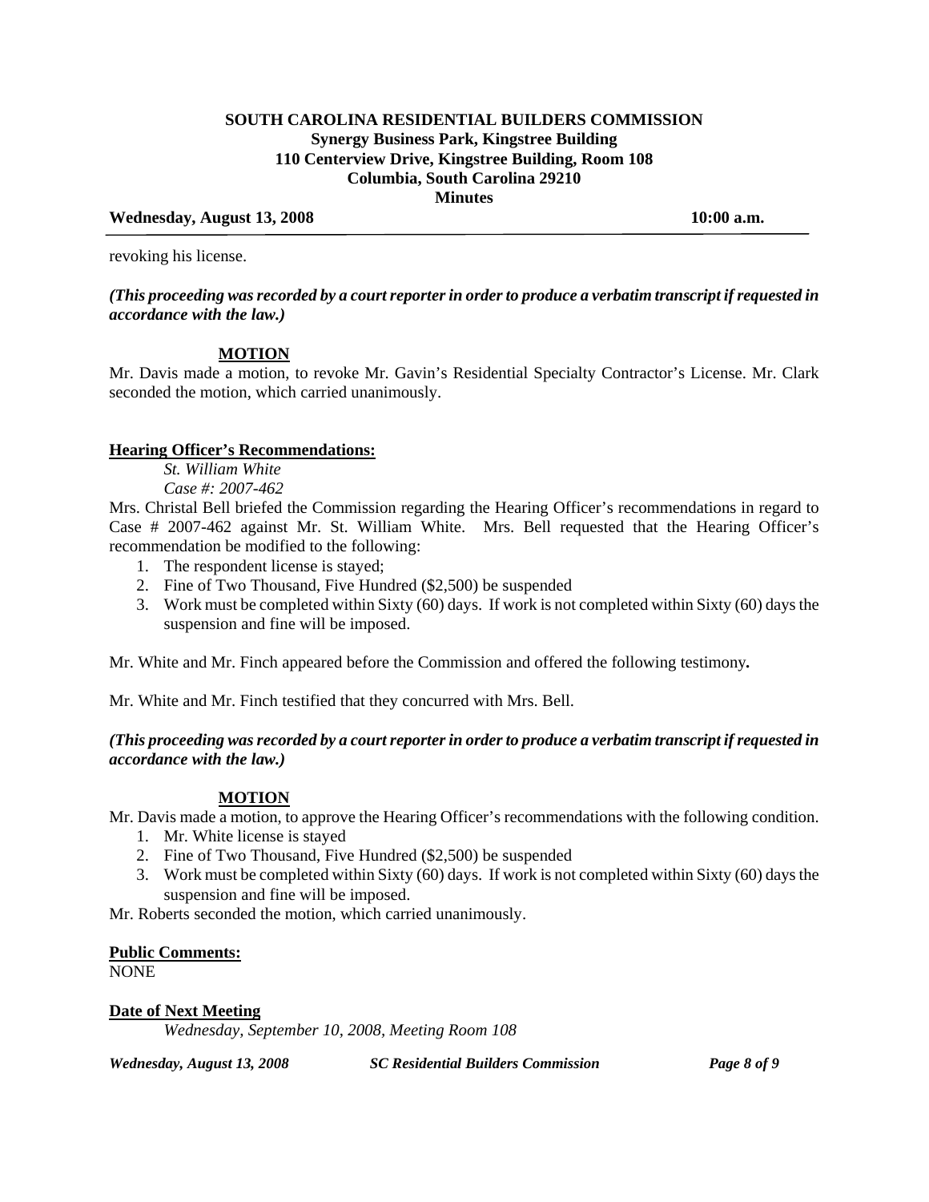revoking his license.

***(This proceeding was recorded by a court reporter in order to produce a verbatim transcript if requested in accordance with the law.)***

**MOTION**

Mr. Davis made a motion, to revoke Mr. Gavin's Residential Specialty Contractor's License. Mr. Clark seconded the motion, which carried unanimously.

**Hearing Officer's Recommendations:**

*St. William White*
*Case #: 2007-462*

Mrs. Christal Bell briefed the Commission regarding the Hearing Officer's recommendations in regard to Case # 2007-462 against Mr. St. William White. Mrs. Bell requested that the Hearing Officer's recommendation be modified to the following:

1. The respondent license is stayed;
2. Fine of Two Thousand, Five Hundred ($2,500) be suspended
3. Work must be completed within Sixty (60) days. If work is not completed within Sixty (60) days the suspension and fine will be imposed.

Mr. White and Mr. Finch appeared before the Commission and offered the following testimony**.**

Mr. White and Mr. Finch testified that they concurred with Mrs. Bell.

***(This proceeding was recorded by a court reporter in order to produce a verbatim transcript if requested in accordance with the law.)***

**MOTION**

Mr. Davis made a motion, to approve the Hearing Officer's recommendations with the following condition.

1. Mr. White license is stayed
2. Fine of Two Thousand, Five Hundred ($2,500) be suspended
3. Work must be completed within Sixty (60) days. If work is not completed within Sixty (60) days the suspension and fine will be imposed.

Mr. Roberts seconded the motion, which carried unanimously.

**Public Comments:**

NONE

**Date of Next Meeting**

*Wednesday, September 10, 2008, Meeting Room 108*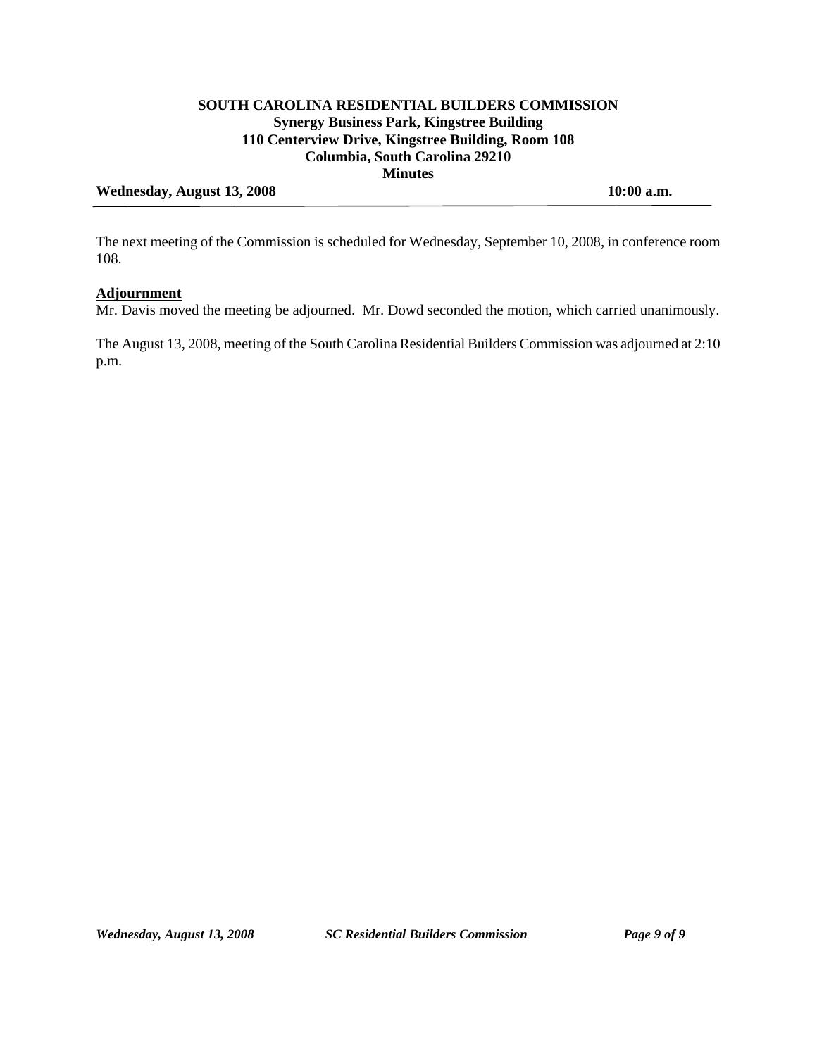The next meeting of the Commission is scheduled for Wednesday, September 10, 2008, in conference room 108.

**Adjournment**

Mr. Davis moved the meeting be adjourned. Mr. Dowd seconded the motion, which carried unanimously.

The August 13, 2008, meeting of the South Carolina Residential Builders Commission was adjourned at 2:10 p.m.